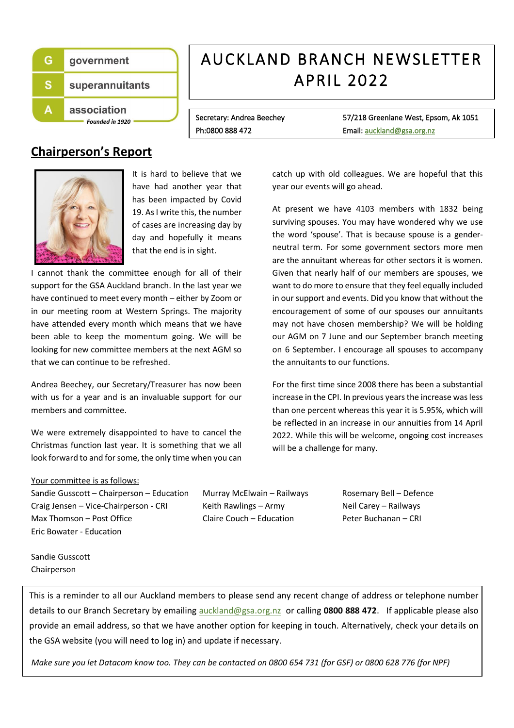**G** government
**S** superannuitants
**A** association
*Founded in 1920*

# AUCKLAND BRANCH NEWSLETTER APRIL 2022

Secretary: Andrea Beechey
Ph:0800 888 472

57/218 Greenlane West, Epsom, Ak 1051
Email: auckland@gsa.org.nz

## Chairperson's Report

It is hard to believe that we have had another year that has been impacted by Covid 19. As I write this, the number of cases are increasing day by day and hopefully it means that the end is in sight.

I cannot thank the committee enough for all of their support for the GSA Auckland branch. In the last year we have continued to meet every month – either by Zoom or in our meeting room at Western Springs. The majority have attended every month which means that we have been able to keep the momentum going. We will be looking for new committee members at the next AGM so that we can continue to be refreshed.

Andrea Beechey, our Secretary/Treasurer has now been with us for a year and is an invaluable support for our members and committee.

We were extremely disappointed to have to cancel the Christmas function last year. It is something that we all look forward to and for some, the only time when you can catch up with old colleagues. We are hopeful that this year our events will go ahead.

At present we have 4103 members with 1832 being surviving spouses. You may have wondered why we use the word 'spouse'. That is because spouse is a gender-neutral term. For some government sectors more men are the annuitant whereas for other sectors it is women. Given that nearly half of our members are spouses, we want to do more to ensure that they feel equally included in our support and events. Did you know that without the encouragement of some of our spouses our annuitants may not have chosen membership? We will be holding our AGM on 7 June and our September branch meeting on 6 September. I encourage all spouses to accompany the annuitants to our functions.

For the first time since 2008 there has been a substantial increase in the CPI. In previous years the increase was less than one percent whereas this year it is 5.95%, which will be reflected in an increase in our annuities from 14 April 2022. While this will be welcome, ongoing cost increases will be a challenge for many.

Your committee is as follows:

Sandie Gusscott – Chairperson – Education
Craig Jensen – Vice-Chairperson - CRI
Max Thomson – Post Office
Eric Bowater - Education
Murray McElwain – Railways
Keith Rawlings – Army
Claire Couch – Education
Rosemary Bell – Defence
Neil Carey – Railways
Peter Buchanan – CRI

Sandie Gusscott
Chairperson

This is a reminder to all our Auckland members to please send any recent change of address or telephone number details to our Branch Secretary by emailing auckland@gsa.org.nz or calling **0800 888 472**. If applicable please also provide an email address, so that we have another option for keeping in touch. Alternatively, check your details on the GSA website (you will need to log in) and update if necessary.

*Make sure you let Datacom know too. They can be contacted on 0800 654 731 (for GSF) or 0800 628 776 (for NPF)*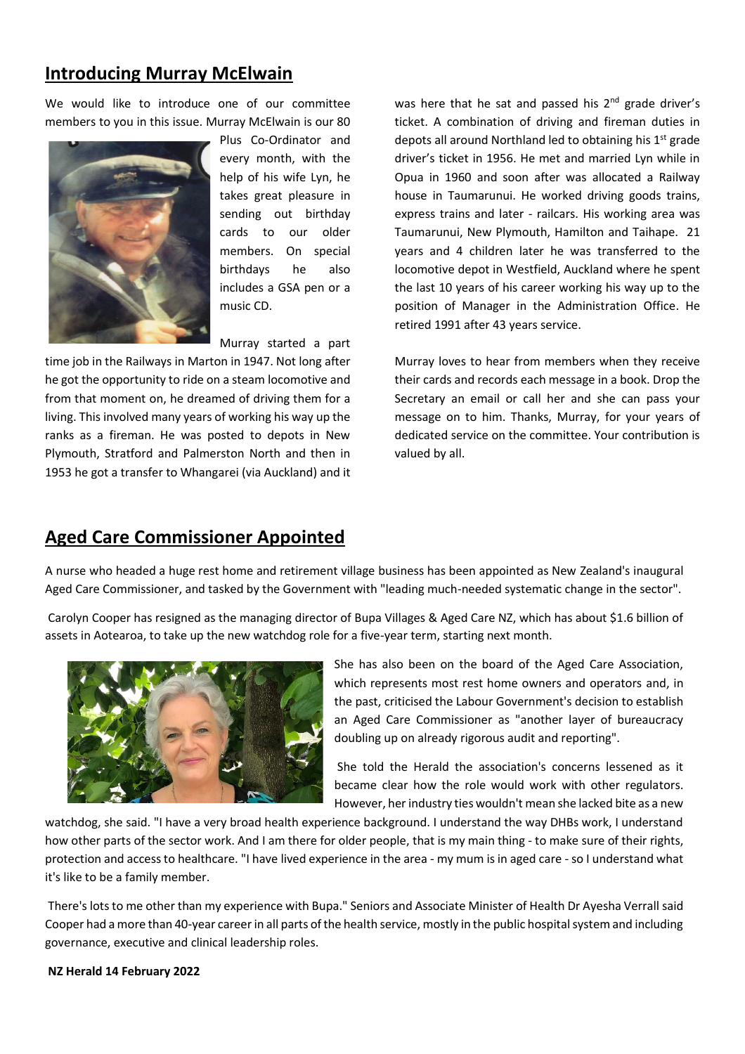## Introducing Murray McElwain

We would like to introduce one of our committee members to you in this issue. Murray McElwain is our 80 Plus Co-Ordinator and every month, with the help of his wife Lyn, he takes great pleasure in sending out birthday cards to our older members. On special birthdays he also includes a GSA pen or a music CD.

Murray started a part time job in the Railways in Marton in 1947. Not long after he got the opportunity to ride on a steam locomotive and from that moment on, he dreamed of driving them for a living. This involved many years of working his way up the ranks as a fireman. He was posted to depots in New Plymouth, Stratford and Palmerston North and then in 1953 he got a transfer to Whangarei (via Auckland) and it was here that he sat and passed his 2nd grade driver's ticket. A combination of driving and fireman duties in depots all around Northland led to obtaining his 1st grade driver's ticket in 1956. He met and married Lyn while in Opua in 1960 and soon after was allocated a Railway house in Taumarunui. He worked driving goods trains, express trains and later - railcars. His working area was Taumarunui, New Plymouth, Hamilton and Taihape. 21 years and 4 children later he was transferred to the locomotive depot in Westfield, Auckland where he spent the last 10 years of his career working his way up to the position of Manager in the Administration Office. He retired 1991 after 43 years service.

Murray loves to hear from members when they receive their cards and records each message in a book. Drop the Secretary an email or call her and she can pass your message on to him. Thanks, Murray, for your years of dedicated service on the committee. Your contribution is valued by all.

## Aged Care Commissioner Appointed

A nurse who headed a huge rest home and retirement village business has been appointed as New Zealand's inaugural Aged Care Commissioner, and tasked by the Government with "leading much-needed systematic change in the sector".

Carolyn Cooper has resigned as the managing director of Bupa Villages & Aged Care NZ, which has about $1.6 billion of assets in Aotearoa, to take up the new watchdog role for a five-year term, starting next month.

She has also been on the board of the Aged Care Association, which represents most rest home owners and operators and, in the past, criticised the Labour Government's decision to establish an Aged Care Commissioner as "another layer of bureaucracy doubling up on already rigorous audit and reporting".

She told the Herald the association's concerns lessened as it became clear how the role would work with other regulators. However, her industry ties wouldn't mean she lacked bite as a new watchdog, she said. "I have a very broad health experience background. I understand the way DHBs work, I understand how other parts of the sector work. And I am there for older people, that is my main thing - to make sure of their rights, protection and access to healthcare. "I have lived experience in the area - my mum is in aged care - so I understand what it's like to be a family member.

There's lots to me other than my experience with Bupa." Seniors and Associate Minister of Health Dr Ayesha Verrall said Cooper had a more than 40-year career in all parts of the health service, mostly in the public hospital system and including governance, executive and clinical leadership roles.

**NZ Herald 14 February 2022**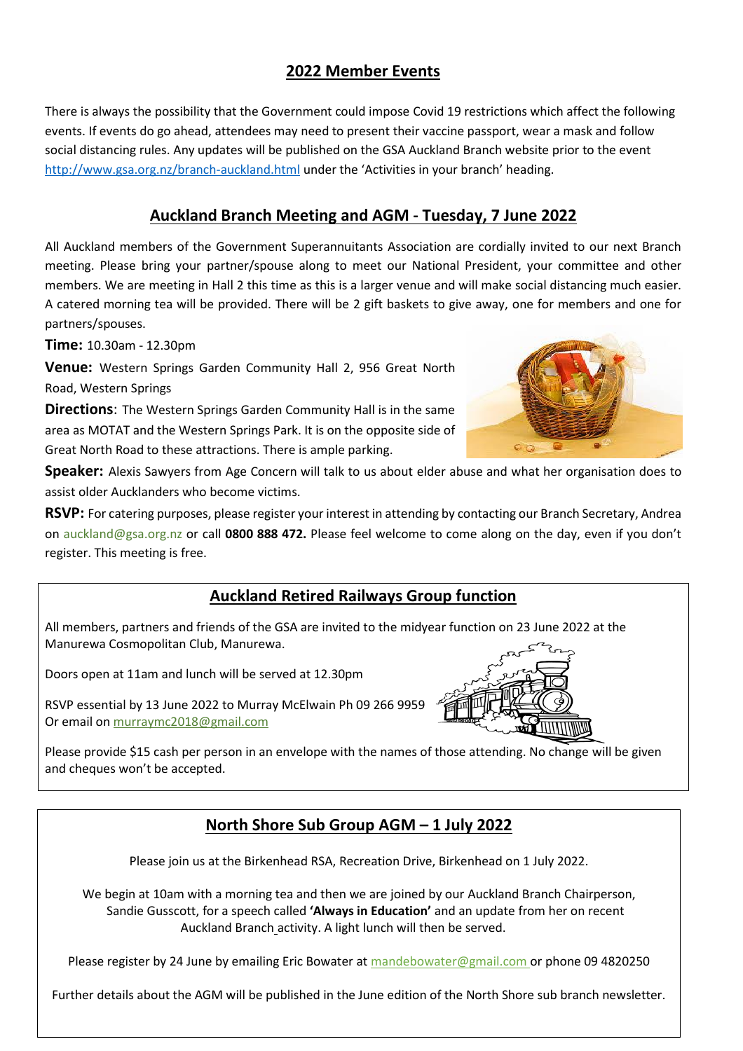## 2022 Member Events

There is always the possibility that the Government could impose Covid 19 restrictions which affect the following events. If events do go ahead, attendees may need to present their vaccine passport, wear a mask and follow social distancing rules. Any updates will be published on the GSA Auckland Branch website prior to the event http://www.gsa.org.nz/branch-auckland.html under the 'Activities in your branch' heading.

## Auckland Branch Meeting and AGM - Tuesday, 7 June 2022

All Auckland members of the Government Superannuitants Association are cordially invited to our next Branch meeting. Please bring your partner/spouse along to meet our National President, your committee and other members. We are meeting in Hall 2 this time as this is a larger venue and will make social distancing much easier. A catered morning tea will be provided. There will be 2 gift baskets to give away, one for members and one for partners/spouses.

**Time:** 10.30am - 12.30pm

**Venue:** Western Springs Garden Community Hall 2, 956 Great North Road, Western Springs

**Directions**: The Western Springs Garden Community Hall is in the same area as MOTAT and the Western Springs Park. It is on the opposite side of Great North Road to these attractions. There is ample parking.

**Speaker:** Alexis Sawyers from Age Concern will talk to us about elder abuse and what her organisation does to assist older Aucklanders who become victims.

**RSVP:** For catering purposes, please register your interest in attending by contacting our Branch Secretary, Andrea on auckland@gsa.org.nz or call **0800 888 472.** Please feel welcome to come along on the day, even if you don't register. This meeting is free.

## Auckland Retired Railways Group function

All members, partners and friends of the GSA are invited to the midyear function on 23 June 2022 at the Manurewa Cosmopolitan Club, Manurewa.

Doors open at 11am and lunch will be served at 12.30pm

RSVP essential by 13 June 2022 to Murray McElwain Ph 09 266 9959
Or email on murraymc2018@gmail.com

Please provide $15 cash per person in an envelope with the names of those attending. No change will be given and cheques won't be accepted.

## North Shore Sub Group AGM – 1 July 2022

Please join us at the Birkenhead RSA, Recreation Drive, Birkenhead on 1 July 2022.

We begin at 10am with a morning tea and then we are joined by our Auckland Branch Chairperson, Sandie Gusscott, for a speech called **'Always in Education'** and an update from her on recent Auckland Branch activity. A light lunch will then be served.

Please register by 24 June by emailing Eric Bowater at mandebowater@gmail.com or phone 09 4820250

Further details about the AGM will be published in the June edition of the North Shore sub branch newsletter.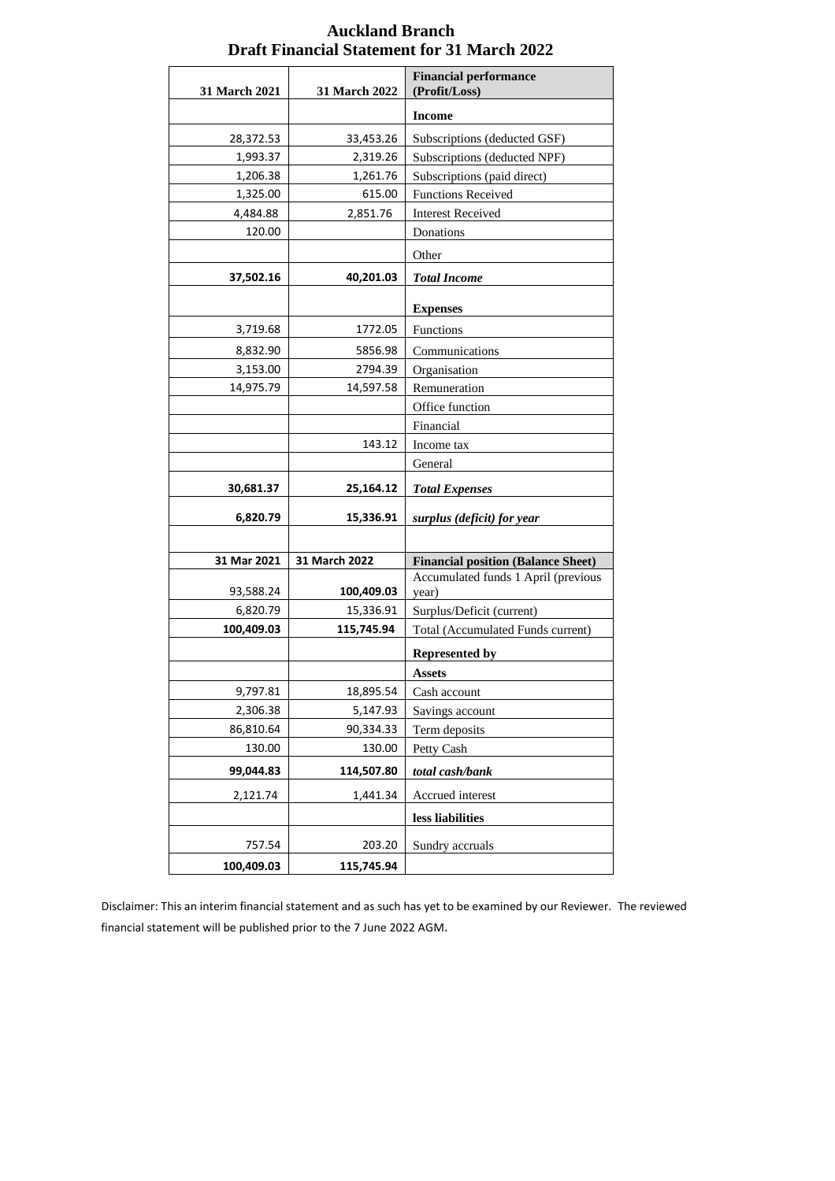# Auckland Branch
## Draft Financial Statement for 31 March 2022

| 31 March 2021 | 31 March 2022 | Financial performance (Profit/Loss) |
|---|---|---|
| | | **Income** |
| 28,372.53 | 33,453.26 | Subscriptions (deducted GSF) |
| 1,993.37 | 2,319.26 | Subscriptions (deducted NPF) |
| 1,206.38 | 1,261.76 | Subscriptions (paid direct) |
| 1,325.00 | 615.00 | Functions Received |
| 4,484.88 | 2,851.76 | Interest Received |
| 120.00 | | Donations |
| | | Other |
| **37,502.16** | **40,201.03** | ***Total Income*** |
| | | **Expenses** |
| 3,719.68 | 1772.05 | Functions |
| 8,832.90 | 5856.98 | Communications |
| 3,153.00 | 2794.39 | Organisation |
| 14,975.79 | 14,597.58 | Remuneration |
| | | Office function |
| | | Financial |
| | 143.12 | Income tax |
| | | General |
| **30,681.37** | **25,164.12** | ***Total Expenses*** |
| **6,820.79** | **15,336.91** | ***surplus (deficit) for year*** |
| | | |
| **31 Mar 2021** | **31 March 2022** | **Financial position (Balance Sheet)** |
| 93,588.24 | **100,409.03** | Accumulated funds 1 April (previous year) |
| 6,820.79 | 15,336.91 | Surplus/Deficit (current) |
| **100,409.03** | **115,745.94** | Total (Accumulated Funds current) |
| | | **Represented by** |
| | | **Assets** |
| 9,797.81 | 18,895.54 | Cash account |
| 2,306.38 | 5,147.93 | Savings account |
| 86,810.64 | 90,334.33 | Term deposits |
| 130.00 | 130.00 | Petty Cash |
| **99,044.83** | **114,507.80** | ***total cash/bank*** |
| 2,121.74 | 1,441.34 | Accrued interest |
| | | **less liabilities** |
| 757.54 | 203.20 | Sundry accruals |
| **100,409.03** | **115,745.94** | |

Disclaimer: This an interim financial statement and as such has yet to be examined by our Reviewer. The reviewed financial statement will be published prior to the 7 June 2022 AGM.